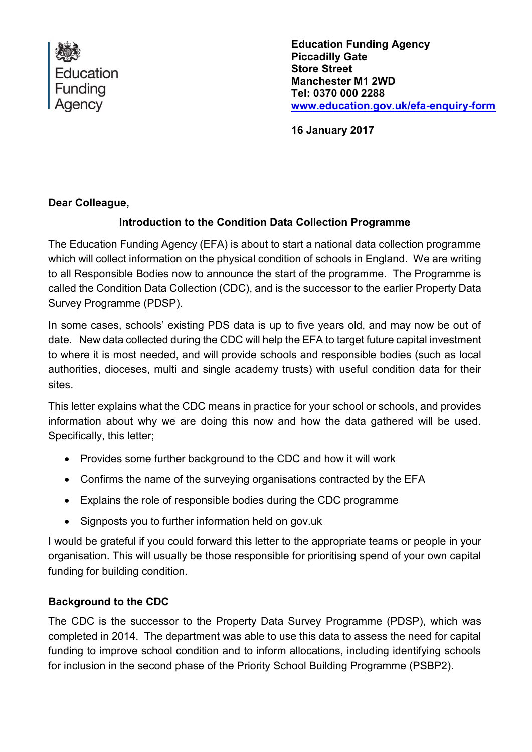Education Funding Agency

**Education Funding Agency**
**Piccadilly Gate**
**Store Street**
**Manchester M1 2WD**
**Tel: 0370 000 2288**
**[www.education.gov.uk/efa-enquiry-form](www.education.gov.uk/efa-enquiry-form)**

**16 January 2017**

**Dear Colleague,**

## Introduction to the Condition Data Collection Programme

The Education Funding Agency (EFA) is about to start a national data collection programme which will collect information on the physical condition of schools in England. We are writing to all Responsible Bodies now to announce the start of the programme. The Programme is called the Condition Data Collection (CDC), and is the successor to the earlier Property Data Survey Programme (PDSP).

In some cases, schools' existing PDS data is up to five years old, and may now be out of date. New data collected during the CDC will help the EFA to target future capital investment to where it is most needed, and will provide schools and responsible bodies (such as local authorities, dioceses, multi and single academy trusts) with useful condition data for their sites.

This letter explains what the CDC means in practice for your school or schools, and provides information about why we are doing this now and how the data gathered will be used. Specifically, this letter;

- Provides some further background to the CDC and how it will work
- Confirms the name of the surveying organisations contracted by the EFA
- Explains the role of responsible bodies during the CDC programme
- Signposts you to further information held on gov.uk

I would be grateful if you could forward this letter to the appropriate teams or people in your organisation. This will usually be those responsible for prioritising spend of your own capital funding for building condition.

### Background to the CDC

The CDC is the successor to the Property Data Survey Programme (PDSP), which was completed in 2014. The department was able to use this data to assess the need for capital funding to improve school condition and to inform allocations, including identifying schools for inclusion in the second phase of the Priority School Building Programme (PSBP2).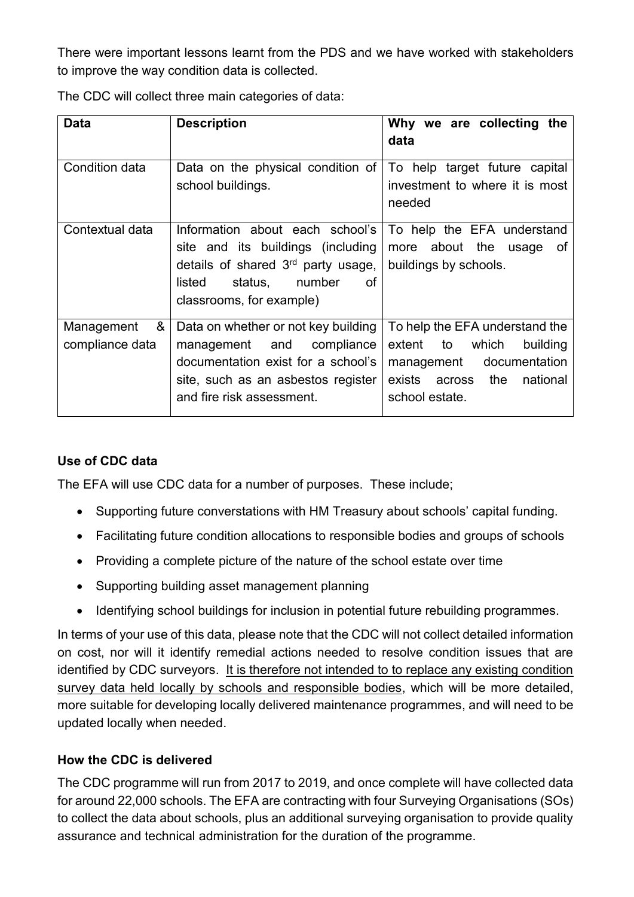There were important lessons learnt from the PDS and we have worked with stakeholders to improve the way condition data is collected.

The CDC will collect three main categories of data:

| Data | Description | Why we are collecting the data |
| --- | --- | --- |
| Condition data | Data on the physical condition of school buildings. | To help target future capital investment to where it is most needed |
| Contextual data | Information about each school's site and its buildings (including details of shared 3rd party usage, listed status, number of classrooms, for example) | To help the EFA understand more about the usage of buildings by schools. |
| Management & compliance data | Data on whether or not key building management and compliance documentation exist for a school's site, such as an asbestos register and fire risk assessment. | To help the EFA understand the extent to which building management documentation exists across the national school estate. |

**Use of CDC data**

The EFA will use CDC data for a number of purposes. These include;

- Supporting future converstations with HM Treasury about schools' capital funding.
- Facilitating future condition allocations to responsible bodies and groups of schools
- Providing a complete picture of the nature of the school estate over time
- Supporting building asset management planning
- Identifying school buildings for inclusion in potential future rebuilding programmes.

In terms of your use of this data, please note that the CDC will not collect detailed information on cost, nor will it identify remedial actions needed to resolve condition issues that are identified by CDC surveyors. It is therefore not intended to to replace any existing condition survey data held locally by schools and responsible bodies, which will be more detailed, more suitable for developing locally delivered maintenance programmes, and will need to be updated locally when needed.

**How the CDC is delivered**

The CDC programme will run from 2017 to 2019, and once complete will have collected data for around 22,000 schools. The EFA are contracting with four Surveying Organisations (SOs) to collect the data about schools, plus an additional surveying organisation to provide quality assurance and technical administration for the duration of the programme.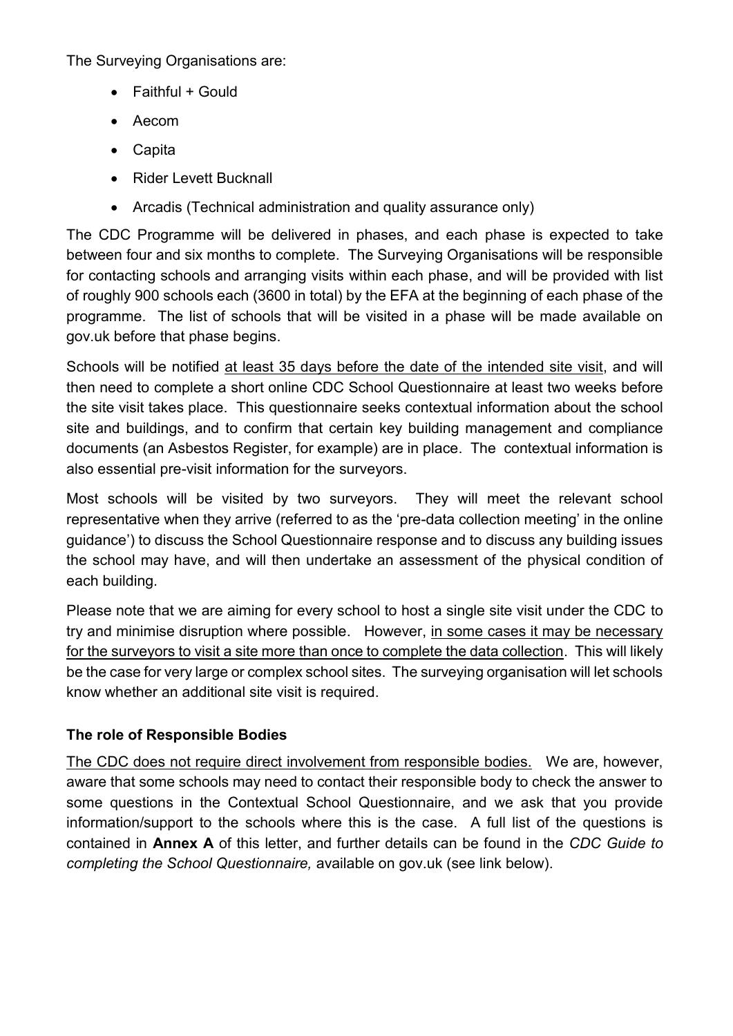The Surveying Organisations are:

- Faithful + Gould
- Aecom
- Capita
- Rider Levett Bucknall
- Arcadis (Technical administration and quality assurance only)

The CDC Programme will be delivered in phases, and each phase is expected to take between four and six months to complete. The Surveying Organisations will be responsible for contacting schools and arranging visits within each phase, and will be provided with list of roughly 900 schools each (3600 in total) by the EFA at the beginning of each phase of the programme. The list of schools that will be visited in a phase will be made available on gov.uk before that phase begins.

Schools will be notified <u>at least 35 days before the date of the intended site visit</u>, and will then need to complete a short online CDC School Questionnaire at least two weeks before the site visit takes place. This questionnaire seeks contextual information about the school site and buildings, and to confirm that certain key building management and compliance documents (an Asbestos Register, for example) are in place. The contextual information is also essential pre-visit information for the surveyors.

Most schools will be visited by two surveyors. They will meet the relevant school representative when they arrive (referred to as the 'pre-data collection meeting' in the online guidance') to discuss the School Questionnaire response and to discuss any building issues the school may have, and will then undertake an assessment of the physical condition of each building.

Please note that we are aiming for every school to host a single site visit under the CDC to try and minimise disruption where possible. However, <u>in some cases it may be necessary for the surveyors to visit a site more than once to complete the data collection</u>. This will likely be the case for very large or complex school sites. The surveying organisation will let schools know whether an additional site visit is required.

**The role of Responsible Bodies**

<u>The CDC does not require direct involvement from responsible bodies.</u> We are, however, aware that some schools may need to contact their responsible body to check the answer to some questions in the Contextual School Questionnaire, and we ask that you provide information/support to the schools where this is the case. A full list of the questions is contained in **Annex A** of this letter, and further details can be found in the *CDC Guide to completing the School Questionnaire,* available on gov.uk (see link below).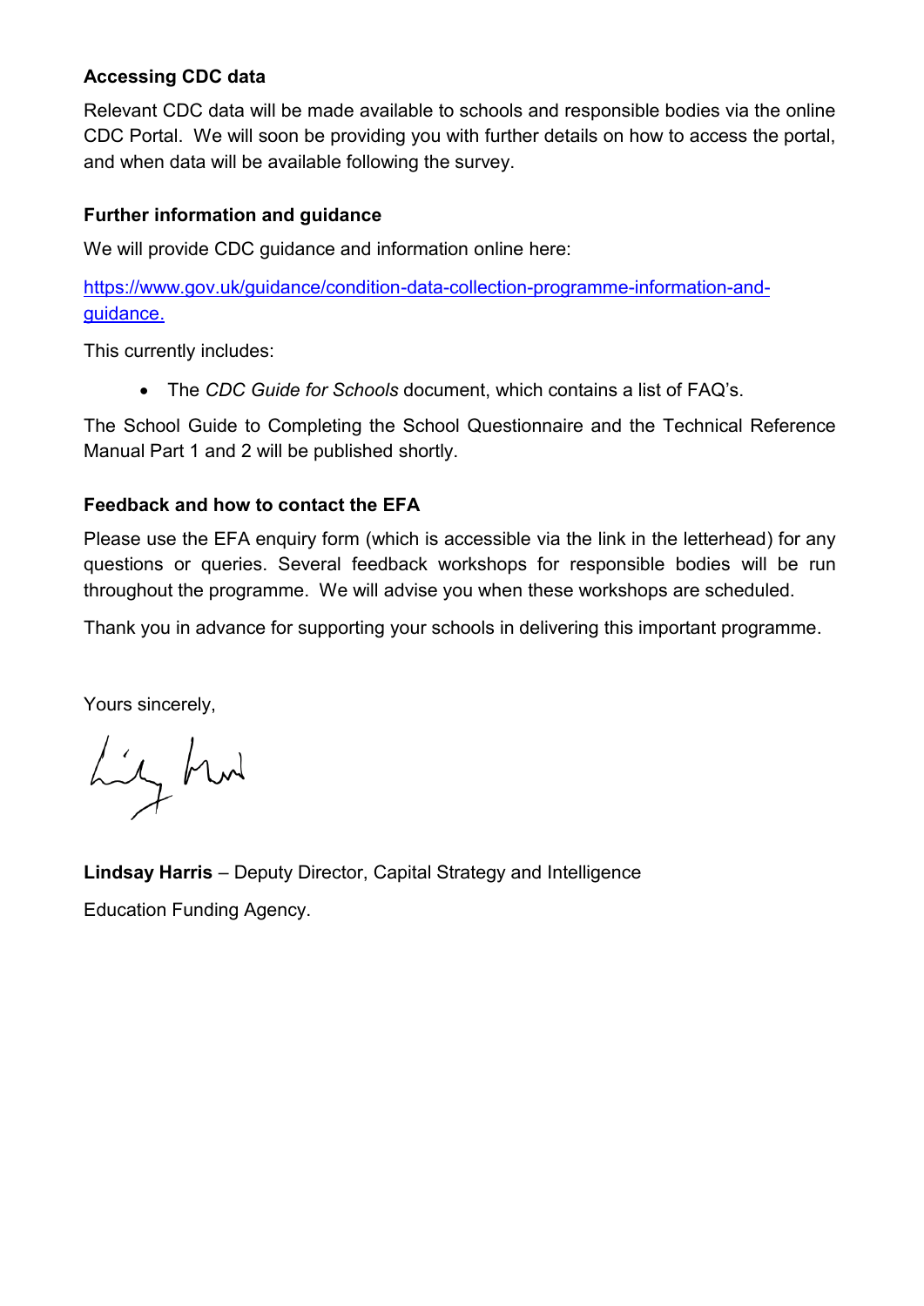**Accessing CDC data**

Relevant CDC data will be made available to schools and responsible bodies via the online CDC Portal. We will soon be providing you with further details on how to access the portal, and when data will be available following the survey.

**Further information and guidance**

We will provide CDC guidance and information online here:

[https://www.gov.uk/guidance/condition-data-collection-programme-information-and-guidance.](https://www.gov.uk/guidance/condition-data-collection-programme-information-and-guidance)

This currently includes:

- The *CDC Guide for Schools* document, which contains a list of FAQ's.

The School Guide to Completing the School Questionnaire and the Technical Reference Manual Part 1 and 2 will be published shortly.

**Feedback and how to contact the EFA**

Please use the EFA enquiry form (which is accessible via the link in the letterhead) for any questions or queries. Several feedback workshops for responsible bodies will be run throughout the programme. We will advise you when these workshops are scheduled.

Thank you in advance for supporting your schools in delivering this important programme.

Yours sincerely,

**Lindsay Harris** – Deputy Director, Capital Strategy and Intelligence

Education Funding Agency.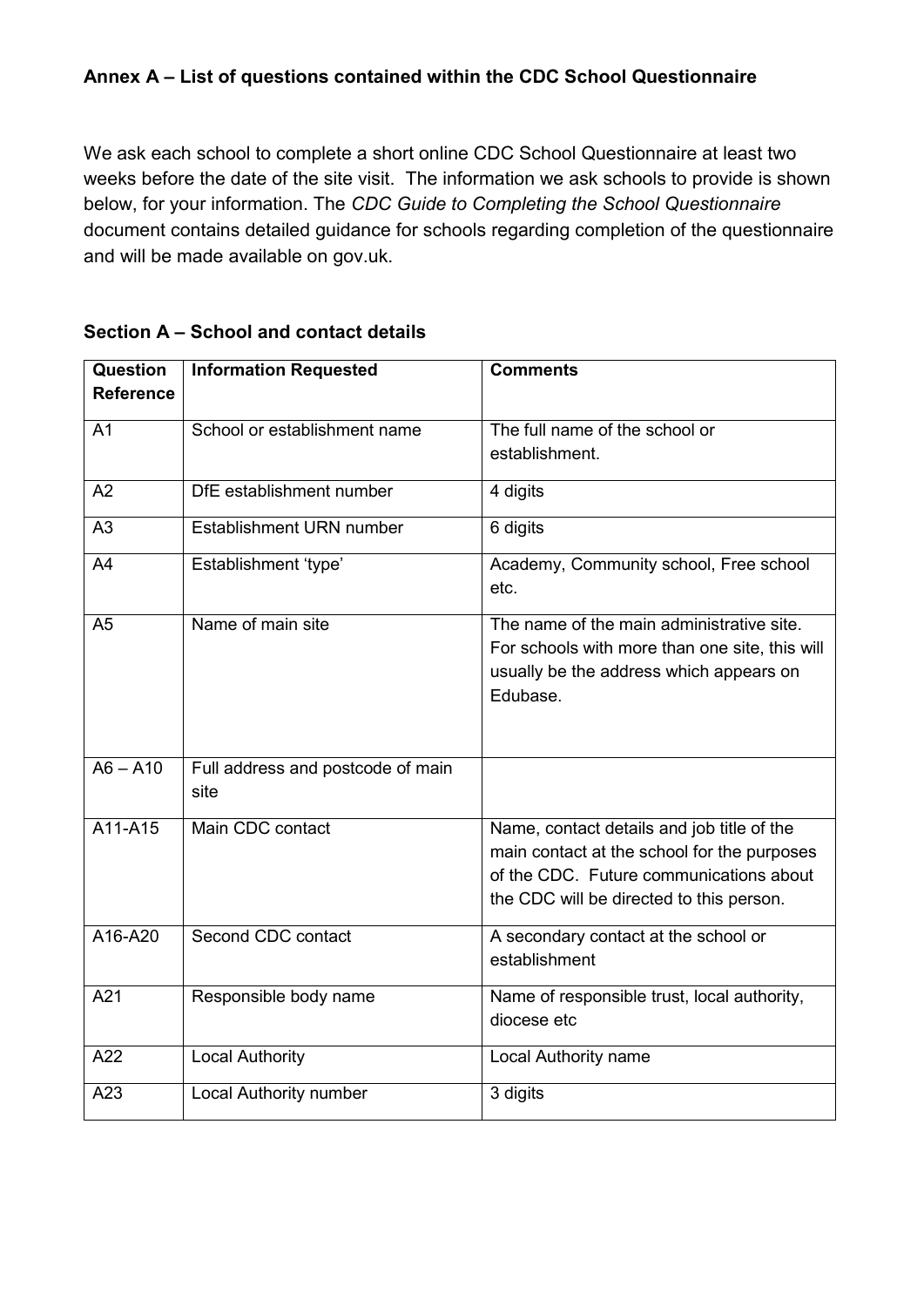### Annex A – List of questions contained within the CDC School Questionnaire

We ask each school to complete a short online CDC School Questionnaire at least two weeks before the date of the site visit. The information we ask schools to provide is shown below, for your information. The *CDC Guide to Completing the School Questionnaire* document contains detailed guidance for schools regarding completion of the questionnaire and will be made available on gov.uk.

#### Section A – School and contact details

| Question Reference | Information Requested | Comments |
| --- | --- | --- |
| A1 | School or establishment name | The full name of the school or establishment. |
| A2 | DfE establishment number | 4 digits |
| A3 | Establishment URN number | 6 digits |
| A4 | Establishment 'type' | Academy, Community school, Free school etc. |
| A5 | Name of main site | The name of the main administrative site. For schools with more than one site, this will usually be the address which appears on Edubase. |
| A6 – A10 | Full address and postcode of main site | |
| A11-A15 | Main CDC contact | Name, contact details and job title of the main contact at the school for the purposes of the CDC. Future communications about the CDC will be directed to this person. |
| A16-A20 | Second CDC contact | A secondary contact at the school or establishment |
| A21 | Responsible body name | Name of responsible trust, local authority, diocese etc |
| A22 | Local Authority | Local Authority name |
| A23 | Local Authority number | 3 digits |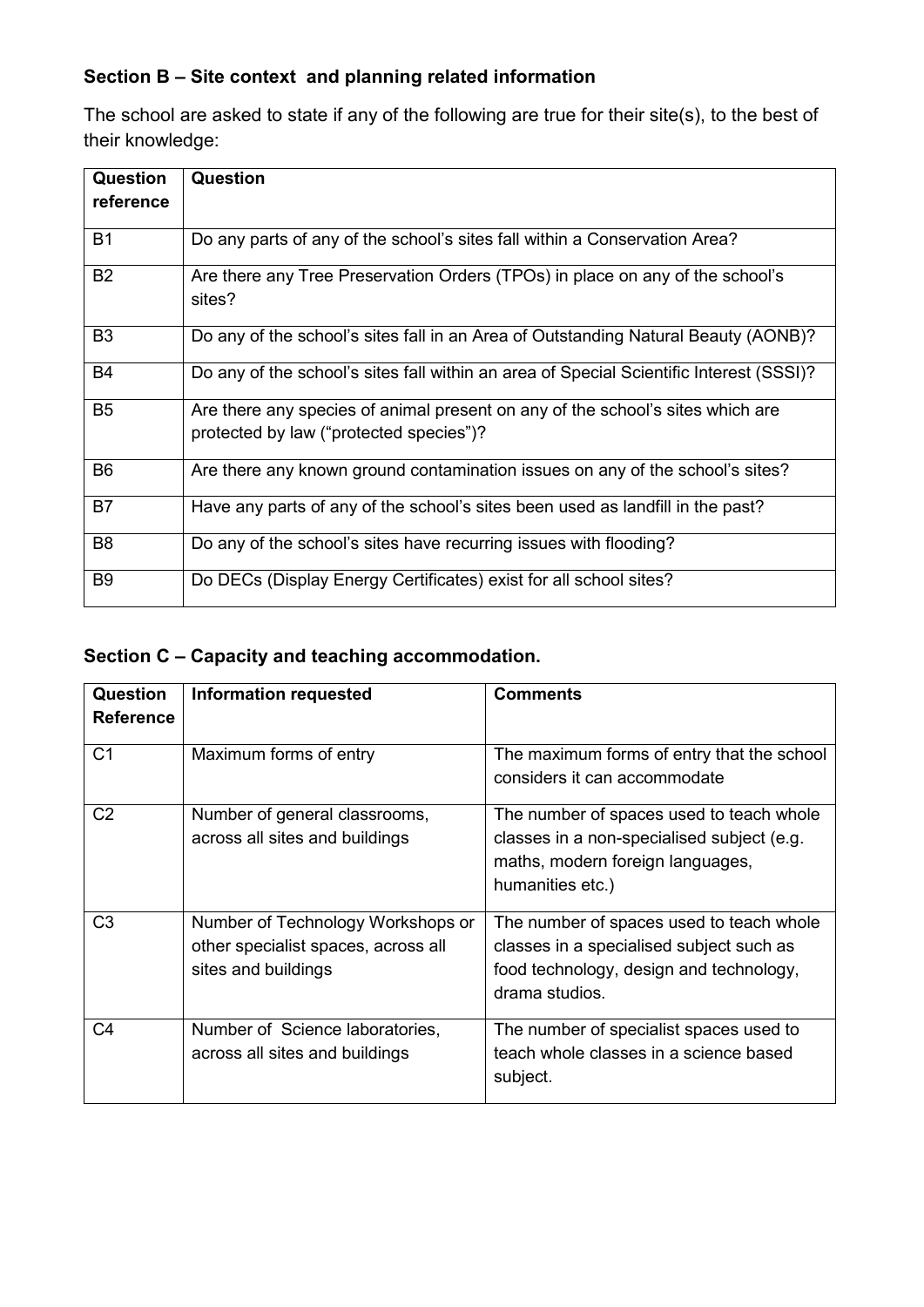### Section B – Site context and planning related information

The school are asked to state if any of the following are true for their site(s), to the best of their knowledge:

| Question reference | Question |
|---|---|
| B1 | Do any parts of any of the school's sites fall within a Conservation Area? |
| B2 | Are there any Tree Preservation Orders (TPOs) in place on any of the school's sites? |
| B3 | Do any of the school's sites fall in an Area of Outstanding Natural Beauty (AONB)? |
| B4 | Do any of the school's sites fall within an area of Special Scientific Interest (SSSI)? |
| B5 | Are there any species of animal present on any of the school's sites which are protected by law ("protected species")? |
| B6 | Are there any known ground contamination issues on any of the school's sites? |
| B7 | Have any parts of any of the school's sites been used as landfill in the past? |
| B8 | Do any of the school's sites have recurring issues with flooding? |
| B9 | Do DECs (Display Energy Certificates) exist for all school sites? |

### Section C – Capacity and teaching accommodation.

| Question Reference | Information requested | Comments |
|---|---|---|
| C1 | Maximum forms of entry | The maximum forms of entry that the school considers it can accommodate |
| C2 | Number of general classrooms, across all sites and buildings | The number of spaces used to teach whole classes in a non-specialised subject (e.g. maths, modern foreign languages, humanities etc.) |
| C3 | Number of Technology Workshops or other specialist spaces, across all sites and buildings | The number of spaces used to teach whole classes in a specialised subject such as food technology, design and technology, drama studios. |
| C4 | Number of Science laboratories, across all sites and buildings | The number of specialist spaces used to teach whole classes in a science based subject. |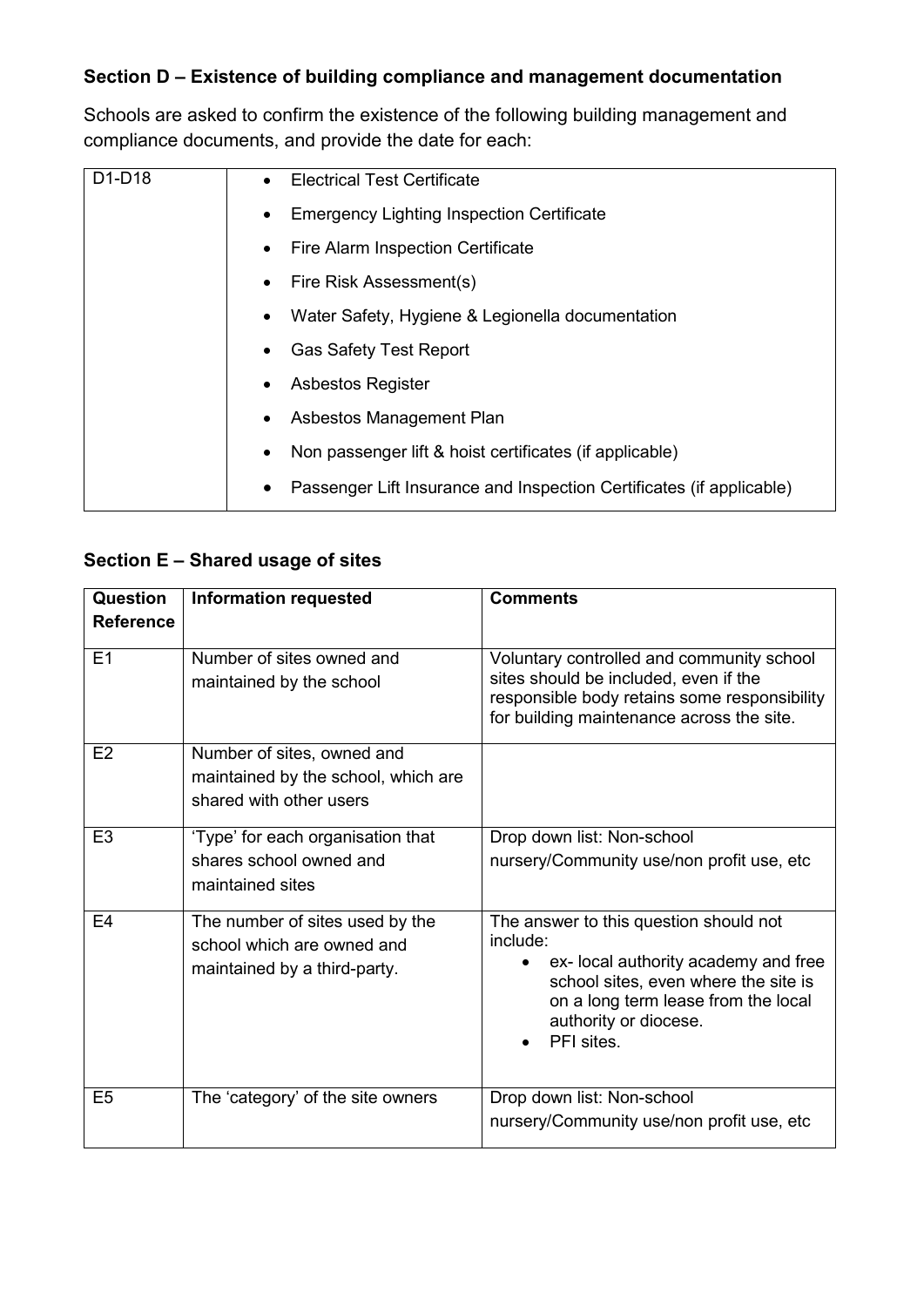## Section D – Existence of building compliance and management documentation

Schools are asked to confirm the existence of the following building management and compliance documents, and provide the date for each:

| | |
|---|---|
| D1-D18 | • Electrical Test Certificate<br>• Emergency Lighting Inspection Certificate<br>• Fire Alarm Inspection Certificate<br>• Fire Risk Assessment(s)<br>• Water Safety, Hygiene & Legionella documentation<br>• Gas Safety Test Report<br>• Asbestos Register<br>• Asbestos Management Plan<br>• Non passenger lift & hoist certificates (if applicable)<br>• Passenger Lift Insurance and Inspection Certificates (if applicable) |

## Section E – Shared usage of sites

| Question Reference | Information requested | Comments |
|---|---|---|
| E1 | Number of sites owned and maintained by the school | Voluntary controlled and community school sites should be included, even if the responsible body retains some responsibility for building maintenance across the site. |
| E2 | Number of sites, owned and maintained by the school, which are shared with other users | |
| E3 | 'Type' for each organisation that shares school owned and maintained sites | Drop down list: Non-school nursery/Community use/non profit use, etc |
| E4 | The number of sites used by the school which are owned and maintained by a third-party. | The answer to this question should not include:<br>• ex- local authority academy and free school sites, even where the site is on a long term lease from the local authority or diocese.<br>• PFI sites. |
| E5 | The 'category' of the site owners | Drop down list: Non-school nursery/Community use/non profit use, etc |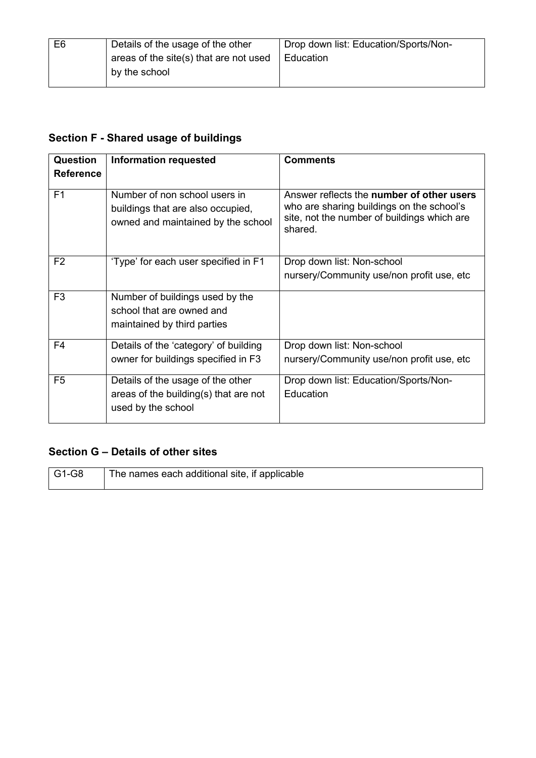| | | |
|---|---|---|
| E6 | Details of the usage of the other areas of the site(s) that are not used by the school | Drop down list: Education/Sports/Non-Education |

## Section F - Shared usage of buildings

| Question Reference | Information requested | Comments |
|---|---|---|
| F1 | Number of non school users in buildings that are also occupied, owned and maintained by the school | Answer reflects the **number of other users** who are sharing buildings on the school's site, not the number of buildings which are shared. |
| F2 | 'Type' for each user specified in F1 | Drop down list: Non-school nursery/Community use/non profit use, etc |
| F3 | Number of buildings used by the school that are owned and maintained by third parties | |
| F4 | Details of the 'category' of building owner for buildings specified in F3 | Drop down list: Non-school nursery/Community use/non profit use, etc |
| F5 | Details of the usage of the other areas of the building(s) that are not used by the school | Drop down list: Education/Sports/Non-Education |

## Section G – Details of other sites

| | |
|---|---|
| G1-G8 | The names each additional site, if applicable |